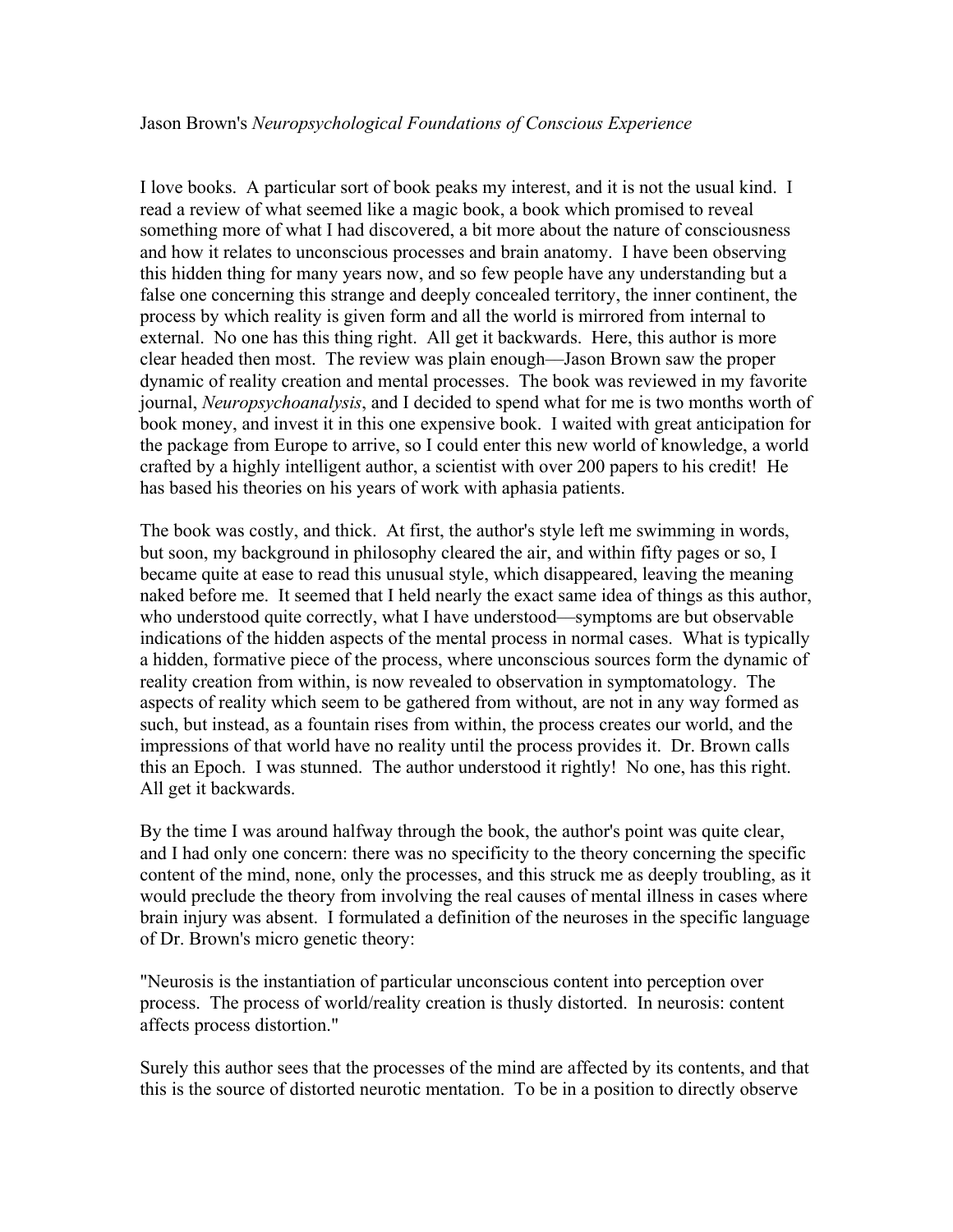Jason Brown's *Neuropsychological Foundations of Conscious Experience*

I love books. A particular sort of book peaks my interest, and it is not the usual kind. I read a review of what seemed like a magic book, a book which promised to reveal something more of what I had discovered, a bit more about the nature of consciousness and how it relates to unconscious processes and brain anatomy. I have been observing this hidden thing for many years now, and so few people have any understanding but a false one concerning this strange and deeply concealed territory, the inner continent, the process by which reality is given form and all the world is mirrored from internal to external. No one has this thing right. All get it backwards. Here, this author is more clear headed then most. The review was plain enough—Jason Brown saw the proper dynamic of reality creation and mental processes. The book was reviewed in my favorite journal, *Neuropsychoanalysis*, and I decided to spend what for me is two months worth of book money, and invest it in this one expensive book. I waited with great anticipation for the package from Europe to arrive, so I could enter this new world of knowledge, a world crafted by a highly intelligent author, a scientist with over 200 papers to his credit! He has based his theories on his years of work with aphasia patients.

The book was costly, and thick. At first, the author's style left me swimming in words, but soon, my background in philosophy cleared the air, and within fifty pages or so, I became quite at ease to read this unusual style, which disappeared, leaving the meaning naked before me. It seemed that I held nearly the exact same idea of things as this author, who understood quite correctly, what I have understood—symptoms are but observable indications of the hidden aspects of the mental process in normal cases. What is typically a hidden, formative piece of the process, where unconscious sources form the dynamic of reality creation from within, is now revealed to observation in symptomatology. The aspects of reality which seem to be gathered from without, are not in any way formed as such, but instead, as a fountain rises from within, the process creates our world, and the impressions of that world have no reality until the process provides it. Dr. Brown calls this an Epoch. I was stunned. The author understood it rightly! No one, has this right. All get it backwards.

By the time I was around halfway through the book, the author's point was quite clear, and I had only one concern: there was no specificity to the theory concerning the specific content of the mind, none, only the processes, and this struck me as deeply troubling, as it would preclude the theory from involving the real causes of mental illness in cases where brain injury was absent. I formulated a definition of the neuroses in the specific language of Dr. Brown's micro genetic theory:

"Neurosis is the instantiation of particular unconscious content into perception over process. The process of world/reality creation is thusly distorted. In neurosis: content affects process distortion."

Surely this author sees that the processes of the mind are affected by its contents, and that this is the source of distorted neurotic mentation. To be in a position to directly observe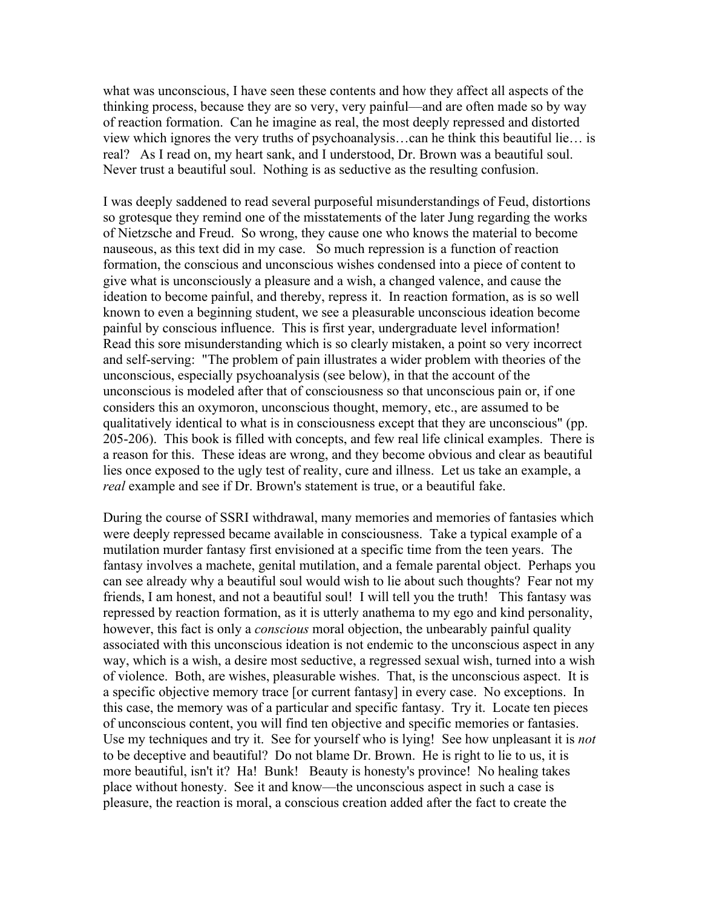what was unconscious, I have seen these contents and how they affect all aspects of the thinking process, because they are so very, very painful—and are often made so by way of reaction formation. Can he imagine as real, the most deeply repressed and distorted view which ignores the very truths of psychoanalysis…can he think this beautiful lie… is real? As I read on, my heart sank, and I understood, Dr. Brown was a beautiful soul. Never trust a beautiful soul. Nothing is as seductive as the resulting confusion.

I was deeply saddened to read several purposeful misunderstandings of Feud, distortions so grotesque they remind one of the misstatements of the later Jung regarding the works of Nietzsche and Freud. So wrong, they cause one who knows the material to become nauseous, as this text did in my case. So much repression is a function of reaction formation, the conscious and unconscious wishes condensed into a piece of content to give what is unconsciously a pleasure and a wish, a changed valence, and cause the ideation to become painful, and thereby, repress it. In reaction formation, as is so well known to even a beginning student, we see a pleasurable unconscious ideation become painful by conscious influence. This is first year, undergraduate level information! Read this sore misunderstanding which is so clearly mistaken, a point so very incorrect and self-serving: "The problem of pain illustrates a wider problem with theories of the unconscious, especially psychoanalysis (see below), in that the account of the unconscious is modeled after that of consciousness so that unconscious pain or, if one considers this an oxymoron, unconscious thought, memory, etc., are assumed to be qualitatively identical to what is in consciousness except that they are unconscious" (pp. 205-206). This book is filled with concepts, and few real life clinical examples. There is a reason for this. These ideas are wrong, and they become obvious and clear as beautiful lies once exposed to the ugly test of reality, cure and illness. Let us take an example, a *real* example and see if Dr. Brown's statement is true, or a beautiful fake.

During the course of SSRI withdrawal, many memories and memories of fantasies which were deeply repressed became available in consciousness. Take a typical example of a mutilation murder fantasy first envisioned at a specific time from the teen years. The fantasy involves a machete, genital mutilation, and a female parental object. Perhaps you can see already why a beautiful soul would wish to lie about such thoughts? Fear not my friends, I am honest, and not a beautiful soul! I will tell you the truth! This fantasy was repressed by reaction formation, as it is utterly anathema to my ego and kind personality, however, this fact is only a *conscious* moral objection, the unbearably painful quality associated with this unconscious ideation is not endemic to the unconscious aspect in any way, which is a wish, a desire most seductive, a regressed sexual wish, turned into a wish of violence. Both, are wishes, pleasurable wishes. That, is the unconscious aspect. It is a specific objective memory trace [or current fantasy] in every case. No exceptions. In this case, the memory was of a particular and specific fantasy. Try it. Locate ten pieces of unconscious content, you will find ten objective and specific memories or fantasies. Use my techniques and try it. See for yourself who is lying! See how unpleasant it is *not* to be deceptive and beautiful? Do not blame Dr. Brown. He is right to lie to us, it is more beautiful, isn't it? Ha! Bunk! Beauty is honesty's province! No healing takes place without honesty. See it and know—the unconscious aspect in such a case is pleasure, the reaction is moral, a conscious creation added after the fact to create the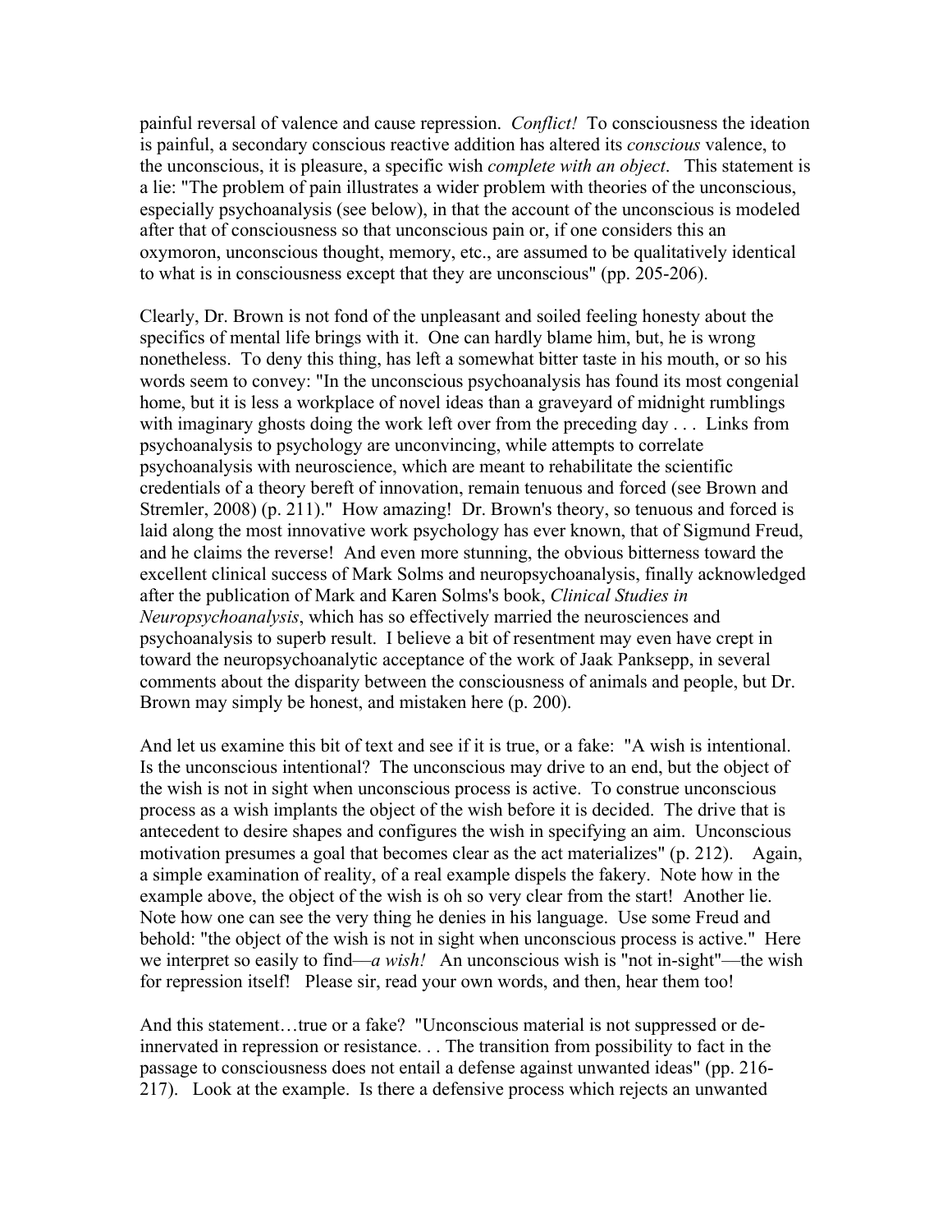painful reversal of valence and cause repression. *Conflict!* To consciousness the ideation is painful, a secondary conscious reactive addition has altered its *conscious* valence, to the unconscious, it is pleasure, a specific wish *complete with an object*. This statement is a lie: "The problem of pain illustrates a wider problem with theories of the unconscious, especially psychoanalysis (see below), in that the account of the unconscious is modeled after that of consciousness so that unconscious pain or, if one considers this an oxymoron, unconscious thought, memory, etc., are assumed to be qualitatively identical to what is in consciousness except that they are unconscious" (pp. 205-206).

Clearly, Dr. Brown is not fond of the unpleasant and soiled feeling honesty about the specifics of mental life brings with it. One can hardly blame him, but, he is wrong nonetheless. To deny this thing, has left a somewhat bitter taste in his mouth, or so his words seem to convey: "In the unconscious psychoanalysis has found its most congenial home, but it is less a workplace of novel ideas than a graveyard of midnight rumblings with imaginary ghosts doing the work left over from the preceding day . . . Links from psychoanalysis to psychology are unconvincing, while attempts to correlate psychoanalysis with neuroscience, which are meant to rehabilitate the scientific credentials of a theory bereft of innovation, remain tenuous and forced (see Brown and Stremler, 2008) (p. 211)." How amazing! Dr. Brown's theory, so tenuous and forced is laid along the most innovative work psychology has ever known, that of Sigmund Freud, and he claims the reverse! And even more stunning, the obvious bitterness toward the excellent clinical success of Mark Solms and neuropsychoanalysis, finally acknowledged after the publication of Mark and Karen Solms's book, *Clinical Studies in Neuropsychoanalysis*, which has so effectively married the neurosciences and psychoanalysis to superb result. I believe a bit of resentment may even have crept in toward the neuropsychoanalytic acceptance of the work of Jaak Panksepp, in several comments about the disparity between the consciousness of animals and people, but Dr. Brown may simply be honest, and mistaken here (p. 200).

And let us examine this bit of text and see if it is true, or a fake: "A wish is intentional. Is the unconscious intentional? The unconscious may drive to an end, but the object of the wish is not in sight when unconscious process is active. To construe unconscious process as a wish implants the object of the wish before it is decided. The drive that is antecedent to desire shapes and configures the wish in specifying an aim. Unconscious motivation presumes a goal that becomes clear as the act materializes" (p. 212). Again, a simple examination of reality, of a real example dispels the fakery. Note how in the example above, the object of the wish is oh so very clear from the start! Another lie. Note how one can see the very thing he denies in his language. Use some Freud and behold: "the object of the wish is not in sight when unconscious process is active." Here we interpret so easily to find—*a wish!* An unconscious wish is "not in-sight"—the wish for repression itself! Please sir, read your own words, and then, hear them too!

And this statement…true or a fake? "Unconscious material is not suppressed or de-innervated in repression or resistance. . . The transition from possibility to fact in the passage to consciousness does not entail a defense against unwanted ideas" (pp. 216-217). Look at the example. Is there a defensive process which rejects an unwanted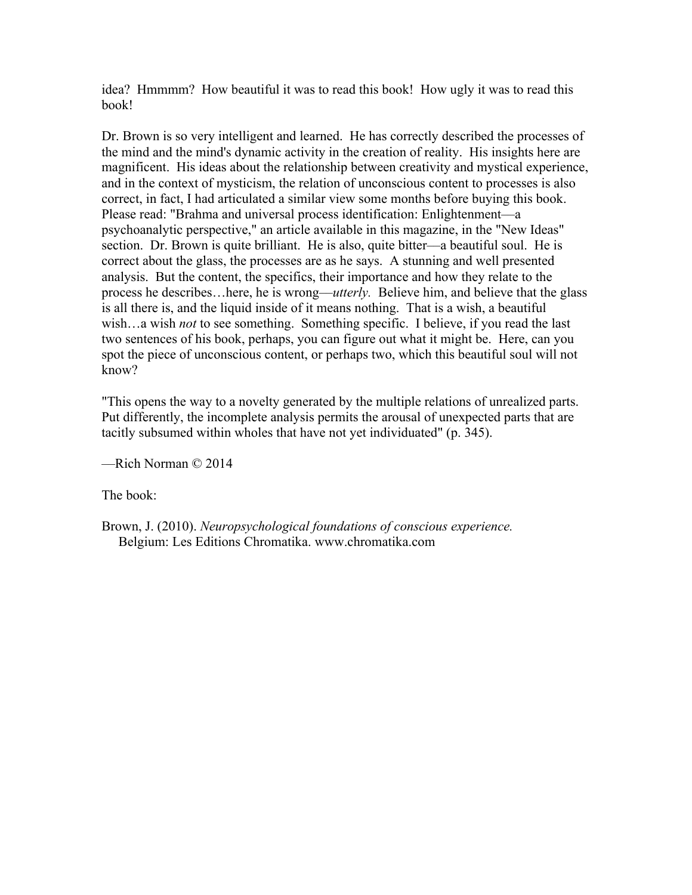idea? Hmmmm? How beautiful it was to read this book! How ugly it was to read this book!

Dr. Brown is so very intelligent and learned. He has correctly described the processes of the mind and the mind's dynamic activity in the creation of reality. His insights here are magnificent. His ideas about the relationship between creativity and mystical experience, and in the context of mysticism, the relation of unconscious content to processes is also correct, in fact, I had articulated a similar view some months before buying this book. Please read: "Brahma and universal process identification: Enlightenment—a psychoanalytic perspective," an article available in this magazine, in the "New Ideas" section. Dr. Brown is quite brilliant. He is also, quite bitter—a beautiful soul. He is correct about the glass, the processes are as he says. A stunning and well presented analysis. But the content, the specifics, their importance and how they relate to the process he describes…here, he is wrong—*utterly.* Believe him, and believe that the glass is all there is, and the liquid inside of it means nothing. That is a wish, a beautiful wish…a wish *not* to see something. Something specific. I believe, if you read the last two sentences of his book, perhaps, you can figure out what it might be. Here, can you spot the piece of unconscious content, or perhaps two, which this beautiful soul will not know?

"This opens the way to a novelty generated by the multiple relations of unrealized parts. Put differently, the incomplete analysis permits the arousal of unexpected parts that are tacitly subsumed within wholes that have not yet individuated" (p. 345).

—Rich Norman © 2014

The book:

Brown, J. (2010). *Neuropsychological foundations of conscious experience.* Belgium: Les Editions Chromatika. www.chromatika.com